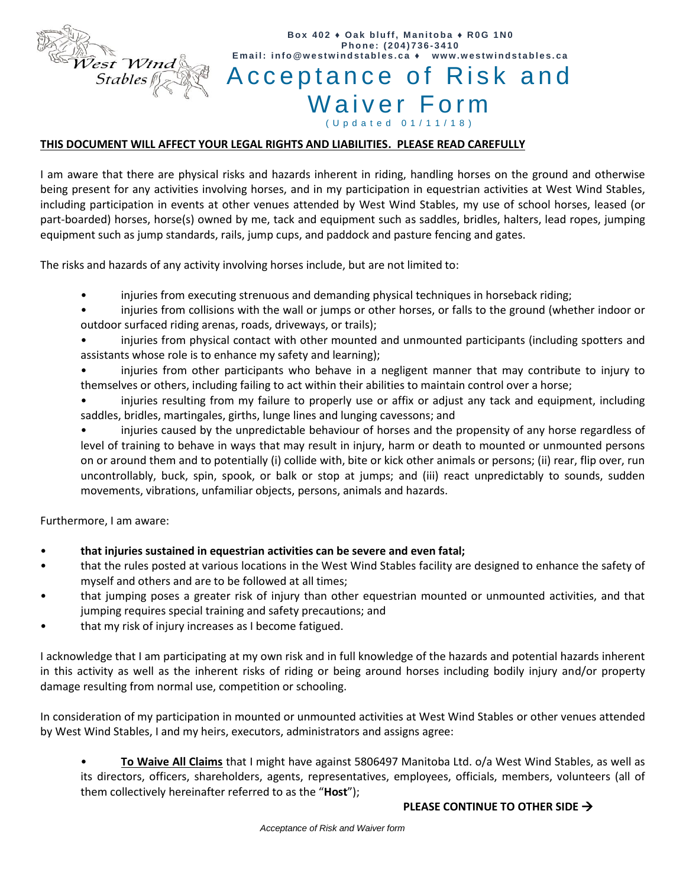Box 402 ♦ Oak bluff, Manitoba ♦ R0G 1N0
Phone: (204)736-3410
Email: info@westwindstables.ca ♦ www.westwindstables.ca

# Acceptance of Risk and Waiver Form

(Updated 01/11/18)

**THIS DOCUMENT WILL AFFECT YOUR LEGAL RIGHTS AND LIABILITIES. PLEASE READ CAREFULLY**

I am aware that there are physical risks and hazards inherent in riding, handling horses on the ground and otherwise being present for any activities involving horses, and in my participation in equestrian activities at West Wind Stables, including participation in events at other venues attended by West Wind Stables, my use of school horses, leased (or part-boarded) horses, horse(s) owned by me, tack and equipment such as saddles, bridles, halters, lead ropes, jumping equipment such as jump standards, rails, jump cups, and paddock and pasture fencing and gates.

The risks and hazards of any activity involving horses include, but are not limited to:

- injuries from executing strenuous and demanding physical techniques in horseback riding;
- injuries from collisions with the wall or jumps or other horses, or falls to the ground (whether indoor or outdoor surfaced riding arenas, roads, driveways, or trails);
- injuries from physical contact with other mounted and unmounted participants (including spotters and assistants whose role is to enhance my safety and learning);
- injuries from other participants who behave in a negligent manner that may contribute to injury to themselves or others, including failing to act within their abilities to maintain control over a horse;
- injuries resulting from my failure to properly use or affix or adjust any tack and equipment, including saddles, bridles, martingales, girths, lunge lines and lunging cavessons; and
- injuries caused by the unpredictable behaviour of horses and the propensity of any horse regardless of level of training to behave in ways that may result in injury, harm or death to mounted or unmounted persons on or around them and to potentially (i) collide with, bite or kick other animals or persons; (ii) rear, flip over, run uncontrollably, buck, spin, spook, or balk or stop at jumps; and (iii) react unpredictably to sounds, sudden movements, vibrations, unfamiliar objects, persons, animals and hazards.

Furthermore, I am aware:

- **that injuries sustained in equestrian activities can be severe and even fatal;**
- that the rules posted at various locations in the West Wind Stables facility are designed to enhance the safety of myself and others and are to be followed at all times;
- that jumping poses a greater risk of injury than other equestrian mounted or unmounted activities, and that jumping requires special training and safety precautions; and
- that my risk of injury increases as I become fatigued.

I acknowledge that I am participating at my own risk and in full knowledge of the hazards and potential hazards inherent in this activity as well as the inherent risks of riding or being around horses including bodily injury and/or property damage resulting from normal use, competition or schooling.

In consideration of my participation in mounted or unmounted activities at West Wind Stables or other venues attended by West Wind Stables, I and my heirs, executors, administrators and assigns agree:

- **<u>To Waive All Claims</u>** that I might have against 5806497 Manitoba Ltd. o/a West Wind Stables, as well as its directors, officers, shareholders, agents, representatives, employees, officials, members, volunteers (all of them collectively hereinafter referred to as the "**Host**");

**PLEASE CONTINUE TO OTHER SIDE →**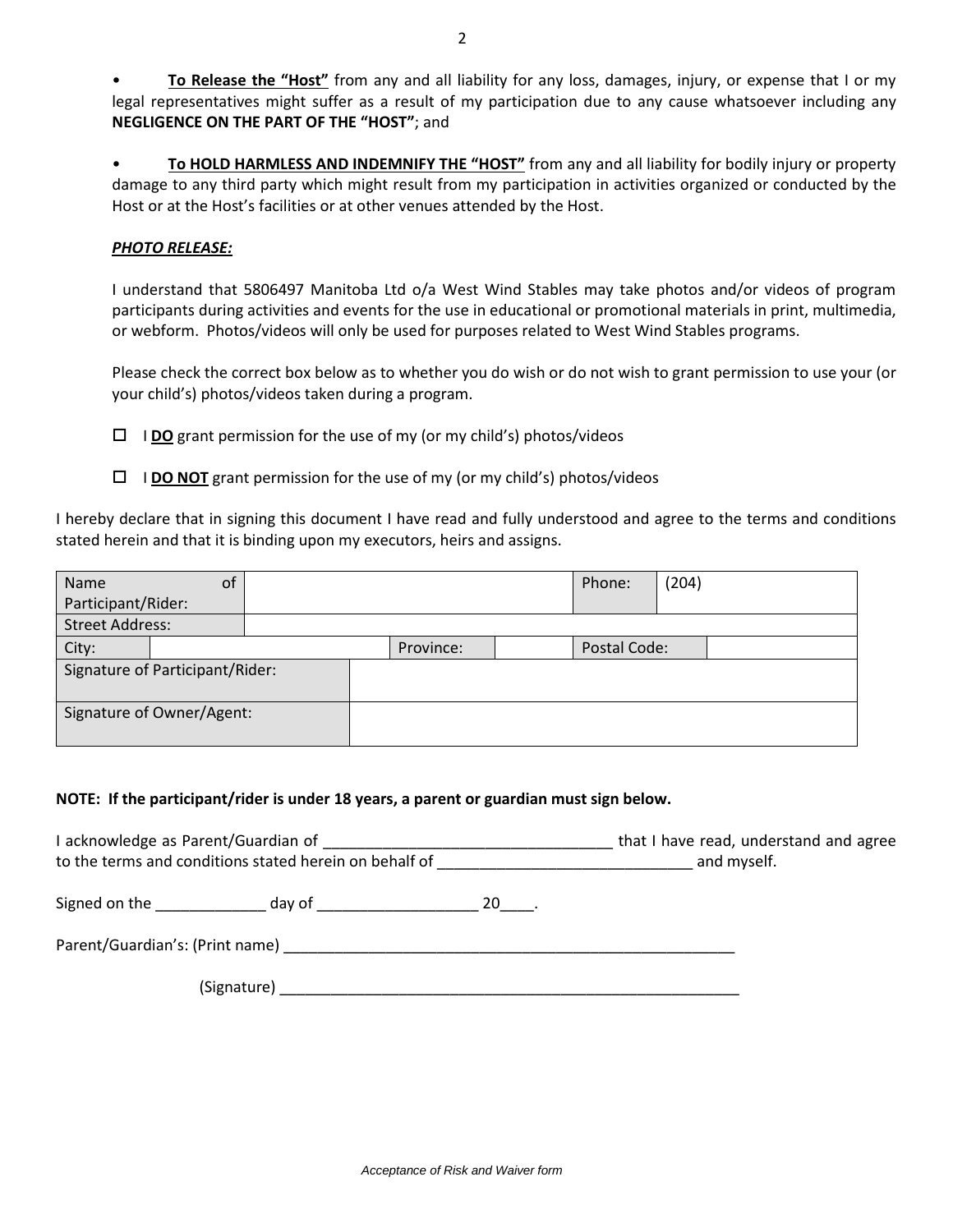- **To Release the "Host"** from any and all liability for any loss, damages, injury, or expense that I or my legal representatives might suffer as a result of my participation due to any cause whatsoever including any **NEGLIGENCE ON THE PART OF THE "HOST"**; and

- **To HOLD HARMLESS AND INDEMNIFY THE "HOST"** from any and all liability for bodily injury or property damage to any third party which might result from my participation in activities organized or conducted by the Host or at the Host's facilities or at other venues attended by the Host.

***PHOTO RELEASE:***

I understand that 5806497 Manitoba Ltd o/a West Wind Stables may take photos and/or videos of program participants during activities and events for the use in educational or promotional materials in print, multimedia, or webform. Photos/videos will only be used for purposes related to West Wind Stables programs.

Please check the correct box below as to whether you do wish or do not wish to grant permission to use your (or your child's) photos/videos taken during a program.

☐ I **DO** grant permission for the use of my (or my child's) photos/videos

☐ I **DO NOT** grant permission for the use of my (or my child's) photos/videos

I hereby declare that in signing this document I have read and fully understood and agree to the terms and conditions stated herein and that it is binding upon my executors, heirs and assigns.

| | | | | | |
|---|---|---|---|---|---|
| Name of Participant/Rider: | | | | Phone: | (204) |
| Street Address: | | | | | |
| City: | | Province: | | Postal Code: | |
| Signature of Participant/Rider: | | | | | |
| Signature of Owner/Agent: | | | | | |

**NOTE: If the participant/rider is under 18 years, a parent or guardian must sign below.**

I acknowledge as Parent/Guardian of ___________________________________ that I have read, understand and agree to the terms and conditions stated herein on behalf of _______________________________ and myself.

Signed on the _____________ day of ___________________ 20____.

Parent/Guardian's: (Print name) ________________________________________________________

(Signature) _________________________________________________________

*Acceptance of Risk and Waiver form*